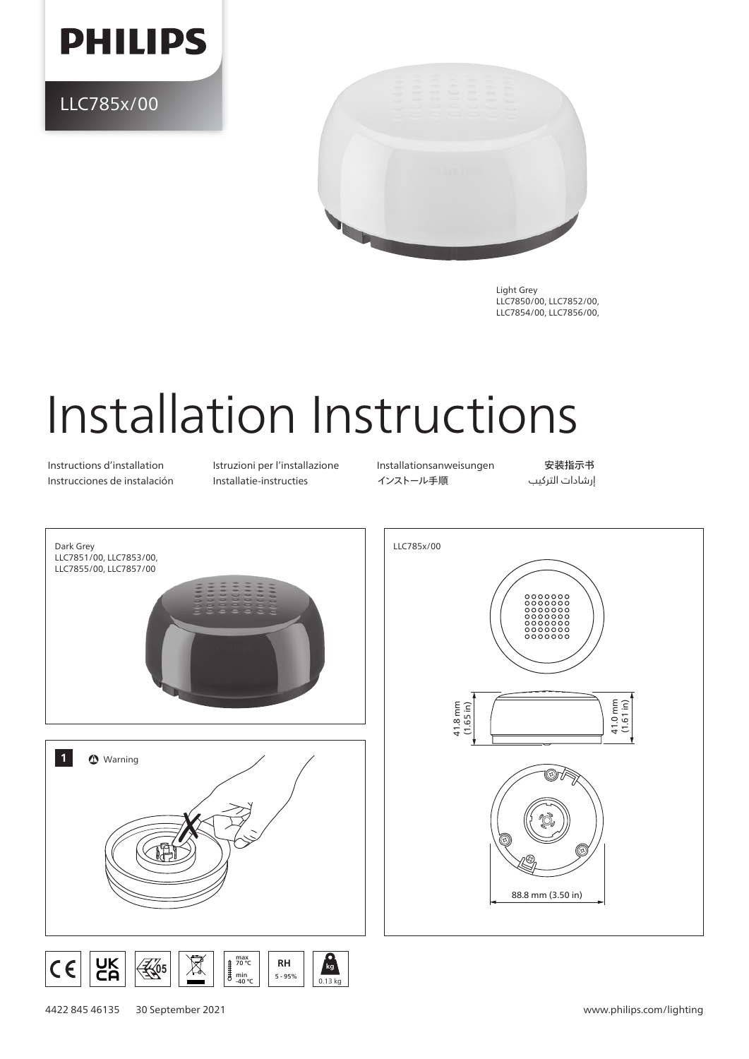**PHILIPS**

LLC785x/00

Light Grey
LLC7850/00, LLC7852/00,
LLC7854/00, LLC7856/00,

# Installation Instructions

Instructions d'installation
Instrucciones de instalación
Istruzioni per l'installazione
Installatie-instructies
Installationsanweisungen
インストール手順
安装指示书
إرشادات التركيب

Dark Grey
LLC7851/00, LLC7853/00,
LLC7855/00, LLC7857/00

LLC785x/00

41.8 mm (1.65 in)

41.0 mm (1.61 in)

88.8 mm (3.50 in)

**1** Warning

max 70 °C
min -40 °C

RH 5 - 95%

0.13 kg

4422 845 46135 30 September 2021

www.philips.com/lighting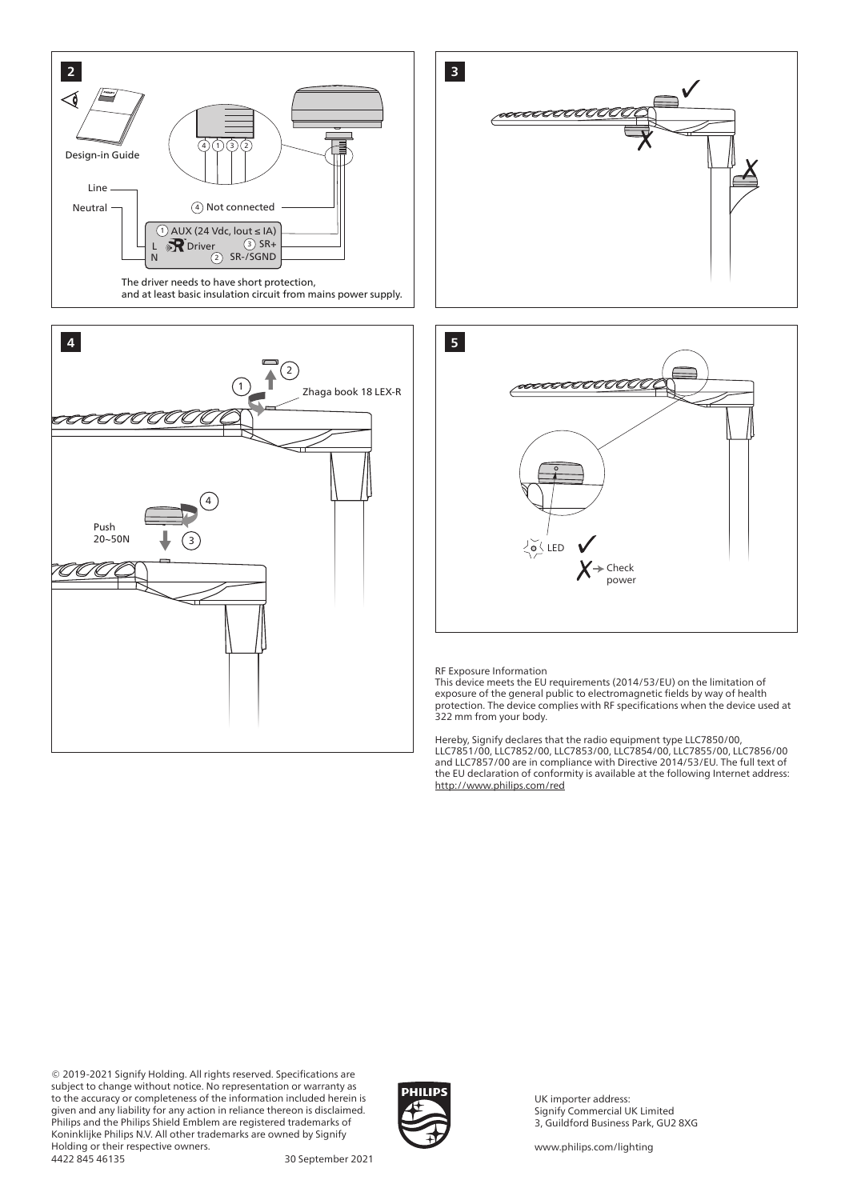**2**

Design-in Guide

Line

Neutral

④ Not connected

① AUX (24 Vdc, Iout ≤ IA)

L Driver ③ SR+

N ② SR-/SGND

The driver needs to have short protection, and at least basic insulation circuit from mains power supply.

**3**

**4**

Zhaga book 18 LEX-R

Push 20~50N

**5**

LED

Check power

RF Exposure Information
This device meets the EU requirements (2014/53/EU) on the limitation of exposure of the general public to electromagnetic fields by way of health protection. The device complies with RF specifications when the device used at 322 mm from your body.

Hereby, Signify declares that the radio equipment type LLC7850/00, LLC7851/00, LLC7852/00, LLC7853/00, LLC7854/00, LLC7855/00, LLC7856/00 and LLC7857/00 are in compliance with Directive 2014/53/EU. The full text of the EU declaration of conformity is available at the following Internet address: http://www.philips.com/red

© 2019-2021 Signify Holding. All rights reserved. Specifications are subject to change without notice. No representation or warranty as to the accuracy or completeness of the information included herein is given and any liability for any action in reliance thereon is disclaimed. Philips and the Philips Shield Emblem are registered trademarks of Koninklijke Philips N.V. All other trademarks are owned by Signify Holding or their respective owners.
4422 845 46135 30 September 2021

UK importer address:
Signify Commercial UK Limited
3, Guildford Business Park, GU2 8XG

www.philips.com/lighting